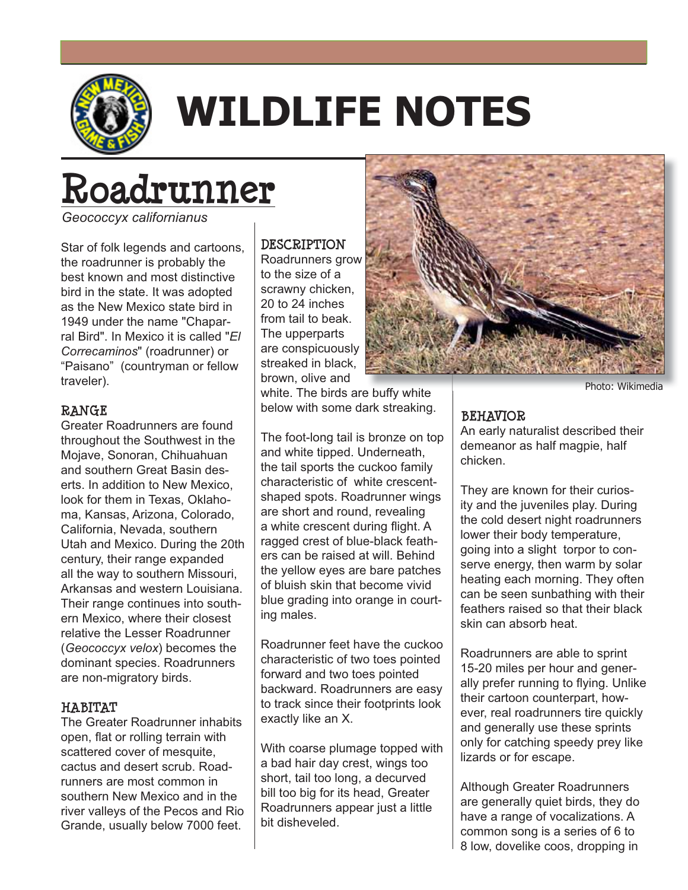# WILDLIFE NOTES

# Roadrunner

*Geococcyx californianus*

Star of folk legends and cartoons, the roadrunner is probably the best known and most distinctive bird in the state. It was adopted as the New Mexico state bird in 1949 under the name "Chaparral Bird". In Mexico it is called "*El Correcaminos*" (roadrunner) or "Paisano" (countryman or fellow traveler).

## RANGE

Greater Roadrunners are found throughout the Southwest in the Mojave, Sonoran, Chihuahuan and southern Great Basin deserts. In addition to New Mexico, look for them in Texas, Oklahoma, Kansas, Arizona, Colorado, California, Nevada, southern Utah and Mexico. During the 20th century, their range expanded all the way to southern Missouri, Arkansas and western Louisiana. Their range continues into southern Mexico, where their closest relative the Lesser Roadrunner (*Geococcyx velox*) becomes the dominant species. Roadrunners are non-migratory birds.

## HABITAT

The Greater Roadrunner inhabits open, flat or rolling terrain with scattered cover of mesquite, cactus and desert scrub. Roadrunners are most common in southern New Mexico and in the river valleys of the Pecos and Rio Grande, usually below 7000 feet.

## DESCRIPTION

Roadrunners grow to the size of a scrawny chicken, 20 to 24 inches from tail to beak. The upperparts are conspicuously streaked in black, brown, olive and white. The birds are buffy white below with some dark streaking.

The foot-long tail is bronze on top and white tipped. Underneath, the tail sports the cuckoo family characteristic of white crescent-shaped spots. Roadrunner wings are short and round, revealing a white crescent during flight. A ragged crest of blue-black feathers can be raised at will. Behind the yellow eyes are bare patches of bluish skin that become vivid blue grading into orange in courting males.

Roadrunner feet have the cuckoo characteristic of two toes pointed forward and two toes pointed backward. Roadrunners are easy to track since their footprints look exactly like an X.

With coarse plumage topped with a bad hair day crest, wings too short, tail too long, a decurved bill too big for its head, Greater Roadrunners appear just a little bit disheveled.

Photo: Wikimedia

## BEHAVIOR

An early naturalist described their demeanor as half magpie, half chicken.

They are known for their curiosity and the juveniles play. During the cold desert night roadrunners lower their body temperature, going into a slight torpor to conserve energy, then warm by solar heating each morning. They often can be seen sunbathing with their feathers raised so that their black skin can absorb heat.

Roadrunners are able to sprint 15-20 miles per hour and generally prefer running to flying. Unlike their cartoon counterpart, however, real roadrunners tire quickly and generally use these sprints only for catching speedy prey like lizards or for escape.

Although Greater Roadrunners are generally quiet birds, they do have a range of vocalizations. A common song is a series of 6 to 8 low, dovelike coos, dropping in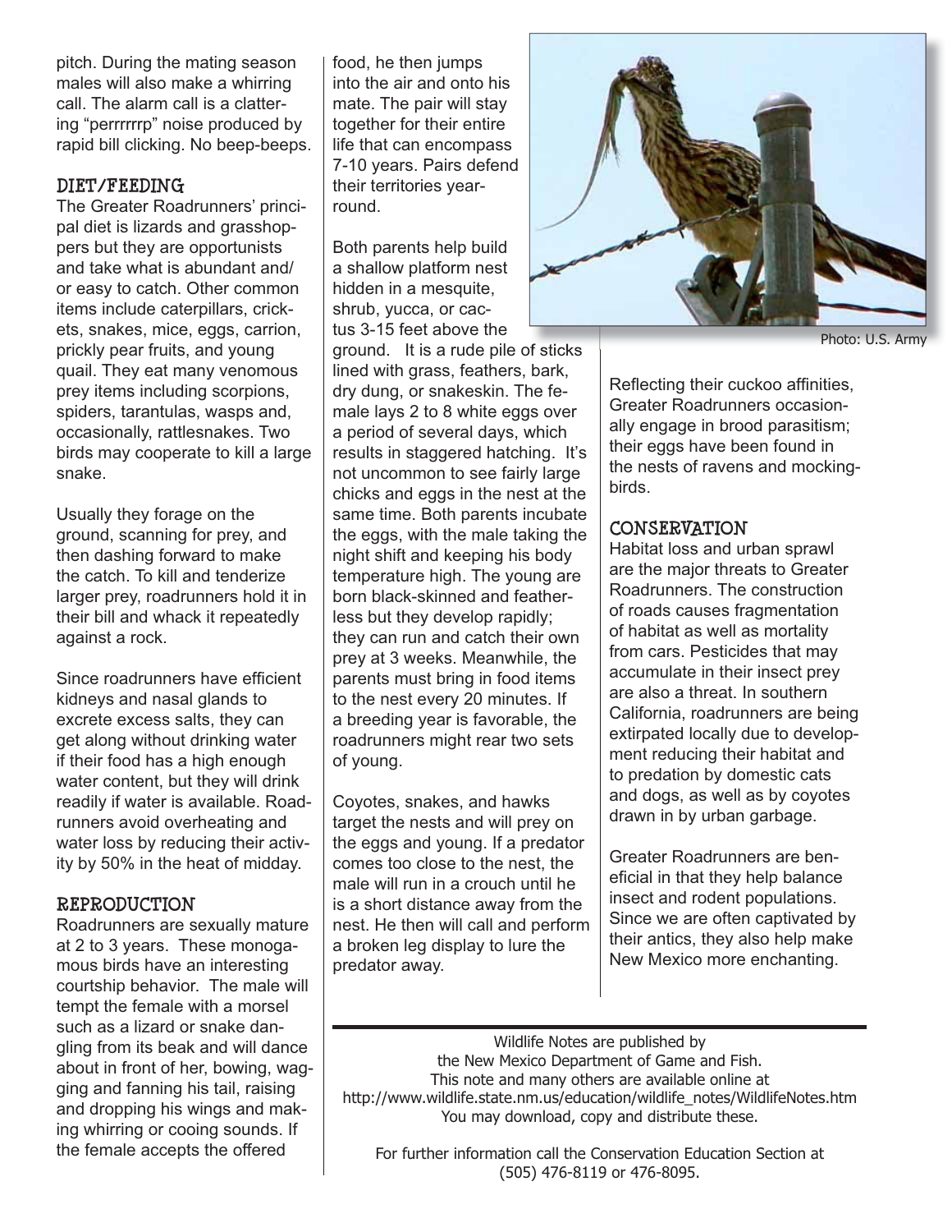pitch. During the mating season males will also make a whirring call. The alarm call is a clattering "perrrrrrp" noise produced by rapid bill clicking. No beep-beeps.

## DIET/FEEDING

The Greater Roadrunners' principal diet is lizards and grasshoppers but they are opportunists and take what is abundant and/or easy to catch. Other common items include caterpillars, crickets, snakes, mice, eggs, carrion, prickly pear fruits, and young quail. They eat many venomous prey items including scorpions, spiders, tarantulas, wasps and, occasionally, rattlesnakes. Two birds may cooperate to kill a large snake.

Usually they forage on the ground, scanning for prey, and then dashing forward to make the catch. To kill and tenderize larger prey, roadrunners hold it in their bill and whack it repeatedly against a rock.

Since roadrunners have efficient kidneys and nasal glands to excrete excess salts, they can get along without drinking water if their food has a high enough water content, but they will drink readily if water is available. Roadrunners avoid overheating and water loss by reducing their activity by 50% in the heat of midday.

## REPRODUCTION

Roadrunners are sexually mature at 2 to 3 years. These monogamous birds have an interesting courtship behavior. The male will tempt the female with a morsel such as a lizard or snake dangling from its beak and will dance about in front of her, bowing, wagging and fanning his tail, raising and dropping his wings and making whirring or cooing sounds. If the female accepts the offered food, he then jumps into the air and onto his mate. The pair will stay together for their entire life that can encompass 7-10 years. Pairs defend their territories year-round.

Both parents help build a shallow platform nest hidden in a mesquite, shrub, yucca, or cactus 3-15 feet above the ground. It is a rude pile of sticks lined with grass, feathers, bark, dry dung, or snakeskin. The female lays 2 to 8 white eggs over a period of several days, which results in staggered hatching. It's not uncommon to see fairly large chicks and eggs in the nest at the same time. Both parents incubate the eggs, with the male taking the night shift and keeping his body temperature high. The young are born black-skinned and featherless but they develop rapidly; they can run and catch their own prey at 3 weeks. Meanwhile, the parents must bring in food items to the nest every 20 minutes. If a breeding year is favorable, the roadrunners might rear two sets of young.

Coyotes, snakes, and hawks target the nests and will prey on the eggs and young. If a predator comes too close to the nest, the male will run in a crouch until he is a short distance away from the nest. He then will call and perform a broken leg display to lure the predator away.

Photo: U.S. Army

Reflecting their cuckoo affinities, Greater Roadrunners occasionally engage in brood parasitism; their eggs have been found in the nests of ravens and mockingbirds.

## CONSERVATION

Habitat loss and urban sprawl are the major threats to Greater Roadrunners. The construction of roads causes fragmentation of habitat as well as mortality from cars. Pesticides that may accumulate in their insect prey are also a threat. In southern California, roadrunners are being extirpated locally due to development reducing their habitat and to predation by domestic cats and dogs, as well as by coyotes drawn in by urban garbage.

Greater Roadrunners are beneficial in that they help balance insect and rodent populations. Since we are often captivated by their antics, they also help make New Mexico more enchanting.

---

Wildlife Notes are published by the New Mexico Department of Game and Fish.
This note and many others are available online at
http://www.wildlife.state.nm.us/education/wildlife_notes/WildlifeNotes.htm
You may download, copy and distribute these.

For further information call the Conservation Education Section at (505) 476-8119 or 476-8095.